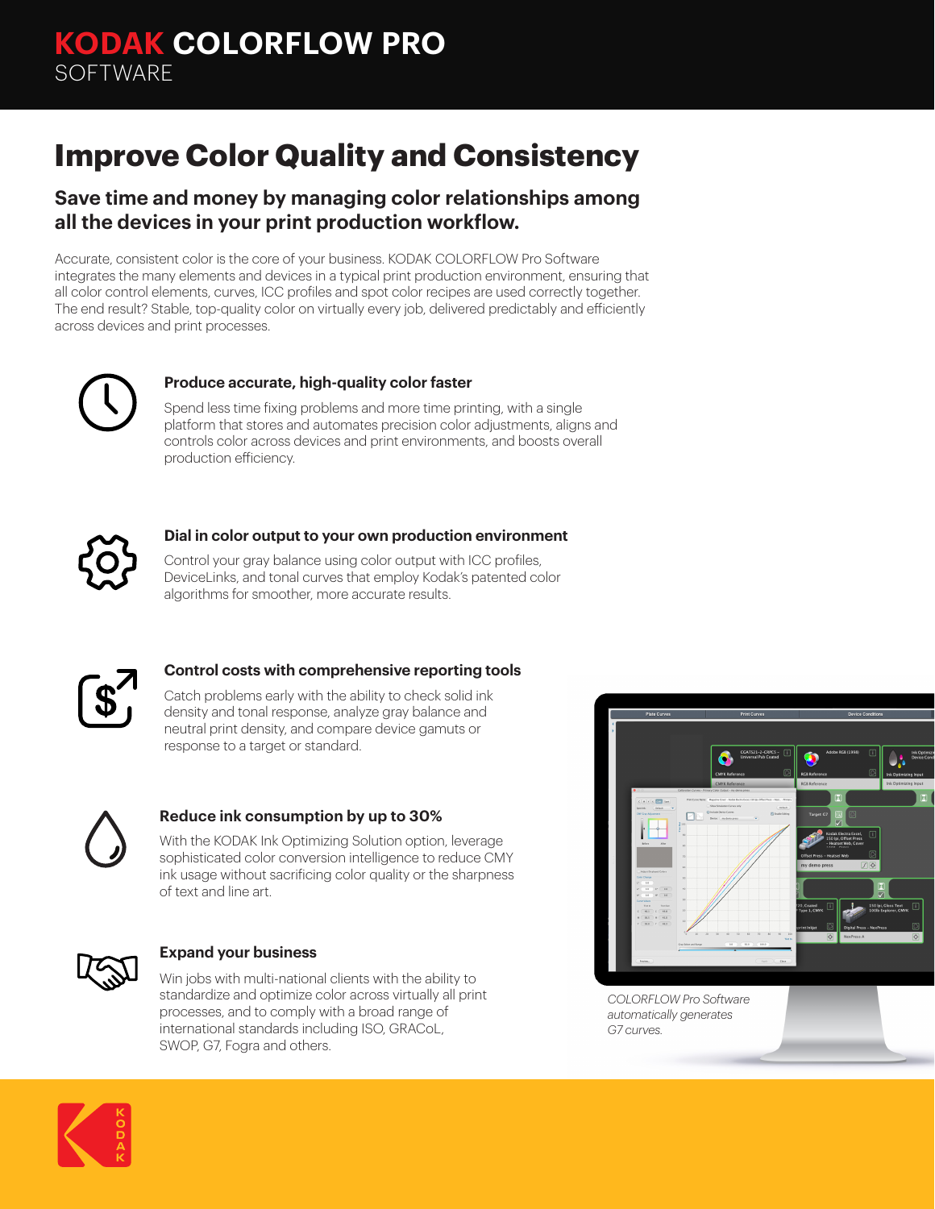# KODAK COLORFLOW PRO SOFTWARE

## Improve Color Quality and Consistency

### Save time and money by managing color relationships among all the devices in your print production workflow.

Accurate, consistent color is the core of your business. KODAK COLORFLOW Pro Software integrates the many elements and devices in a typical print production environment, ensuring that all color control elements, curves, ICC profiles and spot color recipes are used correctly together. The end result? Stable, top-quality color on virtually every job, delivered predictably and efficiently across devices and print processes.

#### Produce accurate, high-quality color faster

Spend less time fixing problems and more time printing, with a single platform that stores and automates precision color adjustments, aligns and controls color across devices and print environments, and boosts overall production efficiency.

#### Dial in color output to your own production environment

Control your gray balance using color output with ICC profiles, DeviceLinks, and tonal curves that employ Kodak's patented color algorithms for smoother, more accurate results.

#### Control costs with comprehensive reporting tools

Catch problems early with the ability to check solid ink density and tonal response, analyze gray balance and neutral print density, and compare device gamuts or response to a target or standard.

#### Reduce ink consumption by up to 30%

With the KODAK Ink Optimizing Solution option, leverage sophisticated color conversion intelligence to reduce CMY ink usage without sacrificing color quality or the sharpness of text and line art.

#### Expand your business

Win jobs with multi-national clients with the ability to standardize and optimize color across virtually all print processes, and to comply with a broad range of international standards including ISO, GRACoL, SWOP, G7, Fogra and others.

*COLORFLOW Pro Software automatically generates G7 curves.*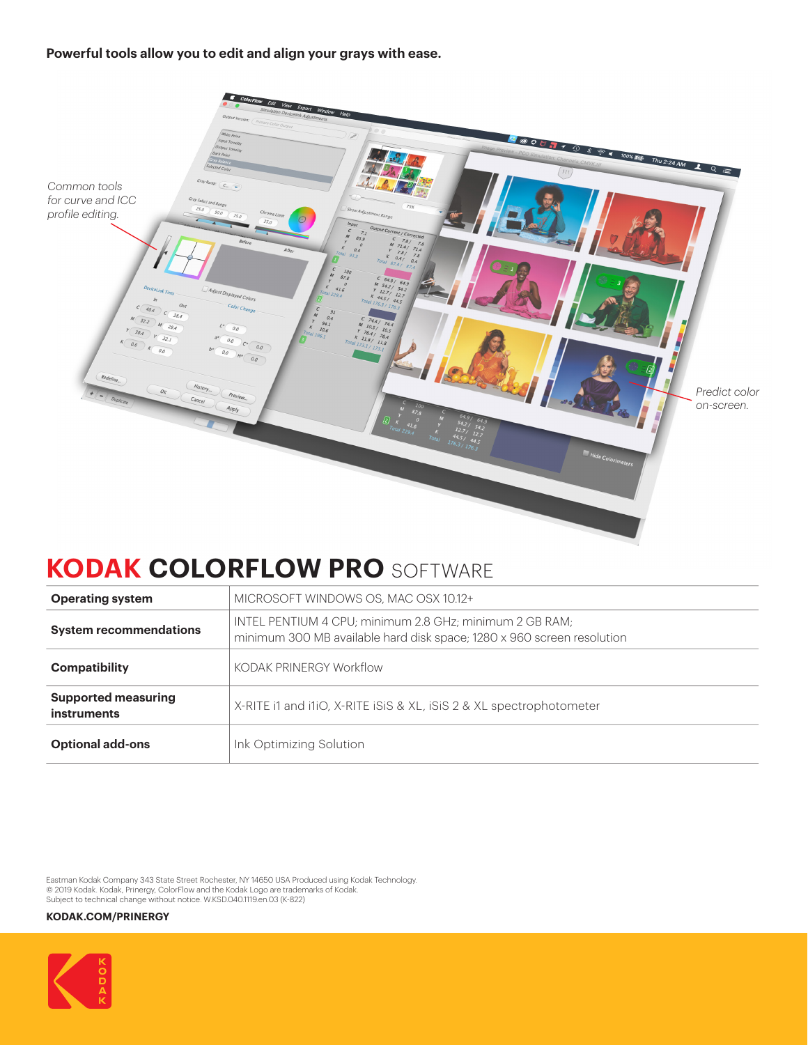**Powerful tools allow you to edit and align your grays with ease.**

*Common tools for curve and ICC profile editing.*

*Predict color on-screen.*

# KODAK COLORFLOW PRO SOFTWARE

| | |
|---|---|
| **Operating system** | MICROSOFT WINDOWS OS, MAC OSX 10.12+ |
| **System recommendations** | INTEL PENTIUM 4 CPU; minimum 2.8 GHz; minimum 2 GB RAM; minimum 300 MB available hard disk space; 1280 x 960 screen resolution |
| **Compatibility** | KODAK PRINERGY Workflow |
| **Supported measuring instruments** | X-RITE i1 and i1iO, X-RITE iSiS & XL, iSiS 2 & XL spectrophotometer |
| **Optional add-ons** | Ink Optimizing Solution |

Eastman Kodak Company 343 State Street Rochester, NY 14650 USA Produced using Kodak Technology.
© 2019 Kodak. Kodak, Prinergy, ColorFlow and the Kodak Logo are trademarks of Kodak.
Subject to technical change without notice. W.KSD.040.1119.en.03 (K-822)

**KODAK.COM/PRINERGY**